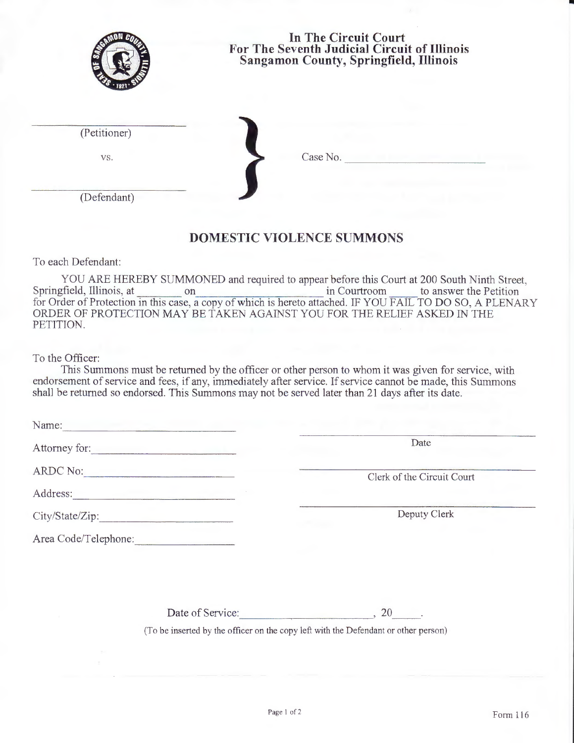**In The Circuit Court**
**For The Seventh Judicial Circuit of Illinois**
**Sangamon County, Springfield, Illinois**

______________________
(Petitioner)

vs. Case No. ______________________

______________________
(Defendant)

## DOMESTIC VIOLENCE SUMMONS

To each Defendant:

YOU ARE HEREBY SUMMONED and required to appear before this Court at 200 South Ninth Street, Springfield, Illinois, at ________ on ____________________ in Courtroom _____ to answer the Petition for Order of Protection in this case, a copy of which is hereto attached. IF YOU FAIL TO DO SO, A PLENARY ORDER OF PROTECTION MAY BE TAKEN AGAINST YOU FOR THE RELIEF ASKED IN THE PETITION.

To the Officer:

This Summons must be returned by the officer or other person to whom it was given for service, with endorsement of service and fees, if any, immediately after service. If service cannot be made, this Summons shall be returned so endorsed. This Summons may not be served later than 21 days after its date.

Name: ______________________

Attorney for: ______________________

ARDC No: ______________________

Address: ______________________

City/State/Zip: ______________________

Area Code/Telephone: ______________________

______________________
Date

______________________
Clerk of the Circuit Court

______________________
Deputy Clerk

Date of Service: ______________________, 20_____.

(To be inserted by the officer on the copy left with the Defendant or other person)

Form 116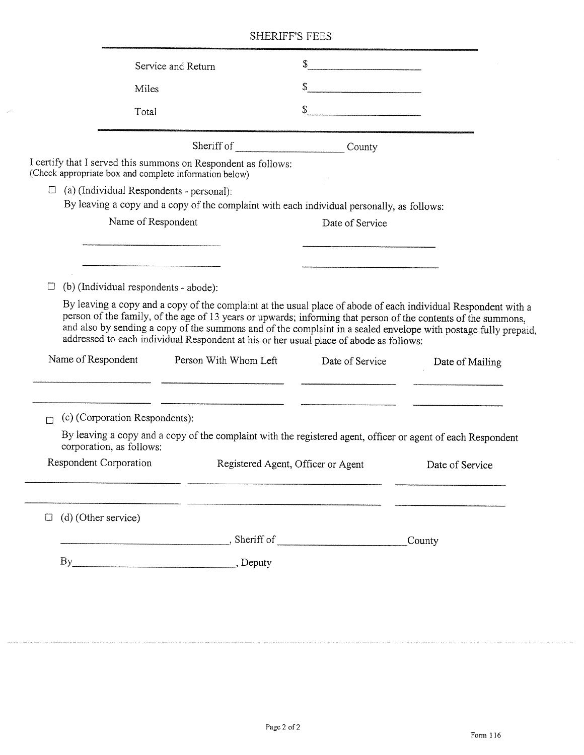## SHERIFF'S FEES

| | |
|---|---|
| Service and Return | $\_\_\_\_\_\_\_\_\_\_\_\_\_\_\_\_\_\_ |
| Miles | $\_\_\_\_\_\_\_\_\_\_\_\_\_\_\_\_\_\_ |
| Total | $\_\_\_\_\_\_\_\_\_\_\_\_\_\_\_\_\_\_ |

Sheriff of \_\_\_\_\_\_\_\_\_\_\_\_\_\_\_\_\_\_ County

I certify that I served this summons on Respondent as follows:
(Check appropriate box and complete information below)

☐ (a) (Individual Respondents - personal):

By leaving a copy and a copy of the complaint with each individual personally, as follows:

| Name of Respondent | Date of Service |
|---|---|
| | |
| | |

☐ (b) (Individual respondents - abode):

By leaving a copy and a copy of the complaint at the usual place of abode of each individual Respondent with a person of the family, of the age of 13 years or upwards; informing that person of the contents of the summons, and also by sending a copy of the summons and of the complaint in a sealed envelope with postage fully prepaid, addressed to each individual Respondent at his or her usual place of abode as follows:

| Name of Respondent | Person With Whom Left | Date of Service | Date of Mailing |
|---|---|---|---|
| | | | |
| | | | |

☐ (c) (Corporation Respondents):

By leaving a copy and a copy of the complaint with the registered agent, officer or agent of each Respondent corporation, as follows:

| Respondent Corporation | Registered Agent, Officer or Agent | Date of Service |
|---|---|---|
| | | |
| | | |

☐ (d) (Other service)

\_\_\_\_\_\_\_\_\_\_\_\_\_\_\_\_\_\_\_\_\_\_\_\_, Sheriff of \_\_\_\_\_\_\_\_\_\_\_\_\_\_\_\_\_\_ County

By\_\_\_\_\_\_\_\_\_\_\_\_\_\_\_\_\_\_\_\_\_\_\_\_, Deputy

Form 116